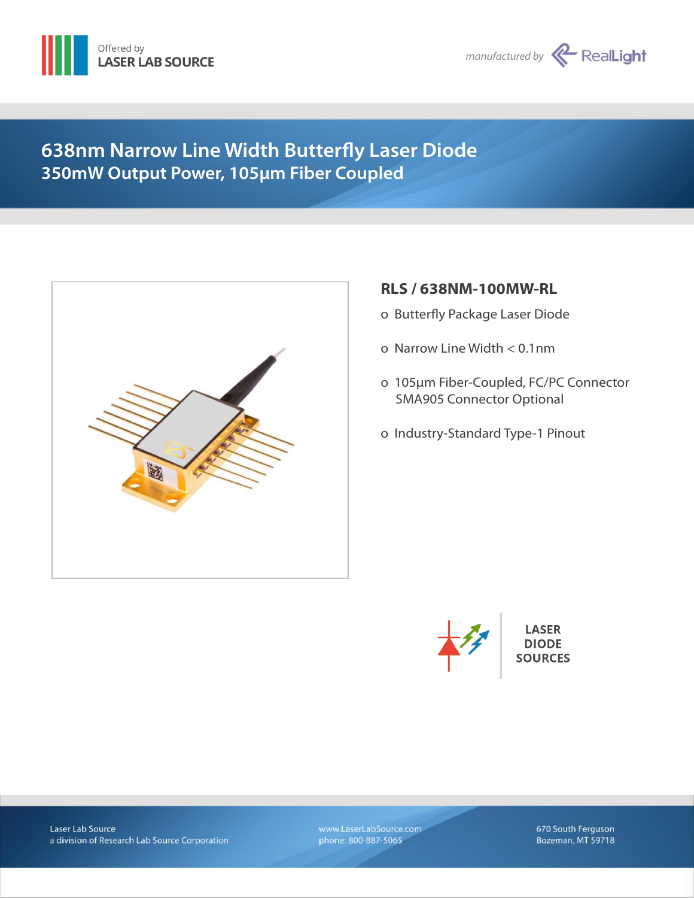Offered by
LASER LAB SOURCE

*manufactured by* RealLight

# 638nm Narrow Line Width Butterfly Laser Diode
## 350mW Output Power, 105µm Fiber Coupled

### RLS / 638NM-100MW-RL

- Butterfly Package Laser Diode
- Narrow Line Width < 0.1nm
- 105µm Fiber-Coupled, FC/PC Connector
  SMA905 Connector Optional
- Industry-Standard Type-1 Pinout

LASER DIODE SOURCES

Laser Lab Source
a division of Research Lab Source Corporation

www.LaserLabSource.com
phone: 800-887-5065

670 South Ferguson
Bozeman, MT 59718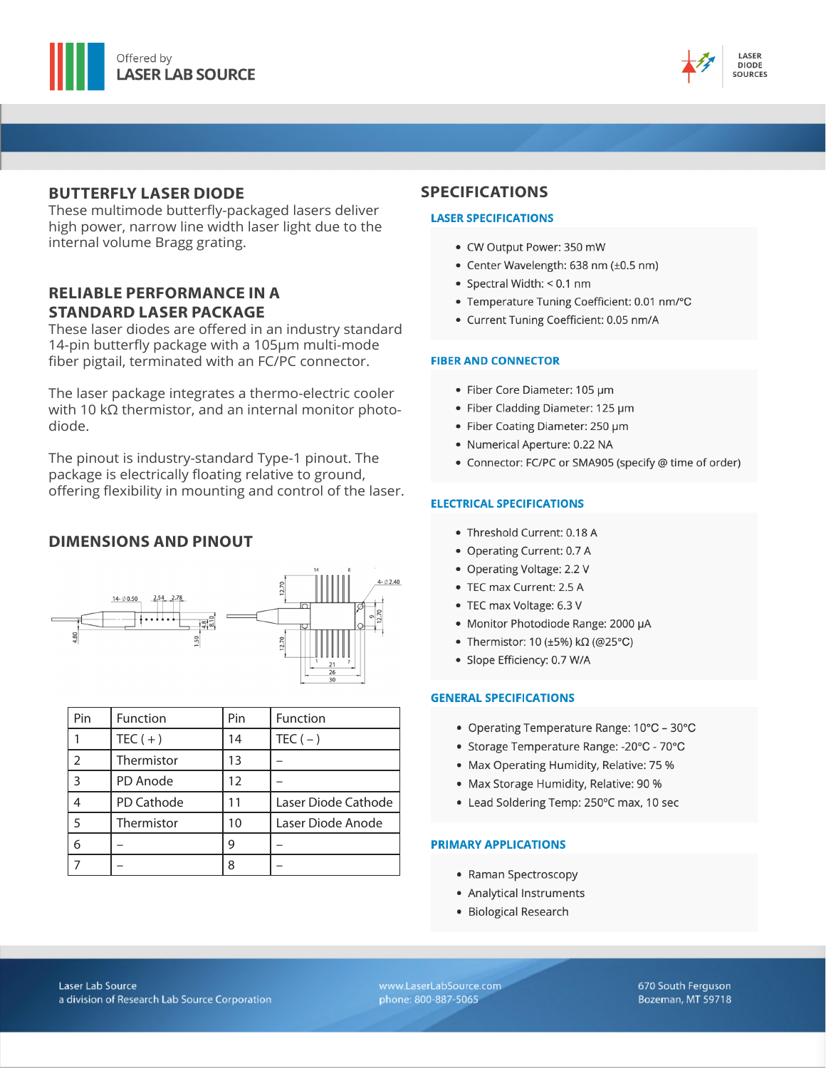## BUTTERFLY LASER DIODE

These multimode butterfly-packaged lasers deliver high power, narrow line width laser light due to the internal volume Bragg grating.

## RELIABLE PERFORMANCE IN A STANDARD LASER PACKAGE

These laser diodes are offered in an industry standard 14-pin butterfly package with a 105μm multi-mode fiber pigtail, terminated with an FC/PC connector.

The laser package integrates a thermo-electric cooler with 10 kΩ thermistor, and an internal monitor photo-diode.

The pinout is industry-standard Type-1 pinout. The package is electrically floating relative to ground, offering flexibility in mounting and control of the laser.

## DIMENSIONS AND PINOUT

| Pin | Function | Pin | Function |
|---|---|---|---|
| 1 | TEC ( + ) | 14 | TEC ( – ) |
| 2 | Thermistor | 13 | – |
| 3 | PD Anode | 12 | – |
| 4 | PD Cathode | 11 | Laser Diode Cathode |
| 5 | Thermistor | 10 | Laser Diode Anode |
| 6 | – | 9 | – |
| 7 | – | 8 | – |

## SPECIFICATIONS

### LASER SPECIFICATIONS

- CW Output Power: 350 mW
- Center Wavelength: 638 nm (±0.5 nm)
- Spectral Width: < 0.1 nm
- Temperature Tuning Coefficient: 0.01 nm/°C
- Current Tuning Coefficient: 0.05 nm/A

### FIBER AND CONNECTOR

- Fiber Core Diameter: 105 μm
- Fiber Cladding Diameter: 125 μm
- Fiber Coating Diameter: 250 μm
- Numerical Aperture: 0.22 NA
- Connector: FC/PC or SMA905 (specify @ time of order)

### ELECTRICAL SPECIFICATIONS

- Threshold Current: 0.18 A
- Operating Current: 0.7 A
- Operating Voltage: 2.2 V
- TEC max Current: 2.5 A
- TEC max Voltage: 6.3 V
- Monitor Photodiode Range: 2000 μA
- Thermistor: 10 (±5%) kΩ (@25°C)
- Slope Efficiency: 0.7 W/A

### GENERAL SPECIFICATIONS

- Operating Temperature Range: 10°C – 30°C
- Storage Temperature Range: -20°C - 70°C
- Max Operating Humidity, Relative: 75 %
- Max Storage Humidity, Relative: 90 %
- Lead Soldering Temp: 250°C max, 10 sec

### PRIMARY APPLICATIONS

- Raman Spectroscopy
- Analytical Instruments
- Biological Research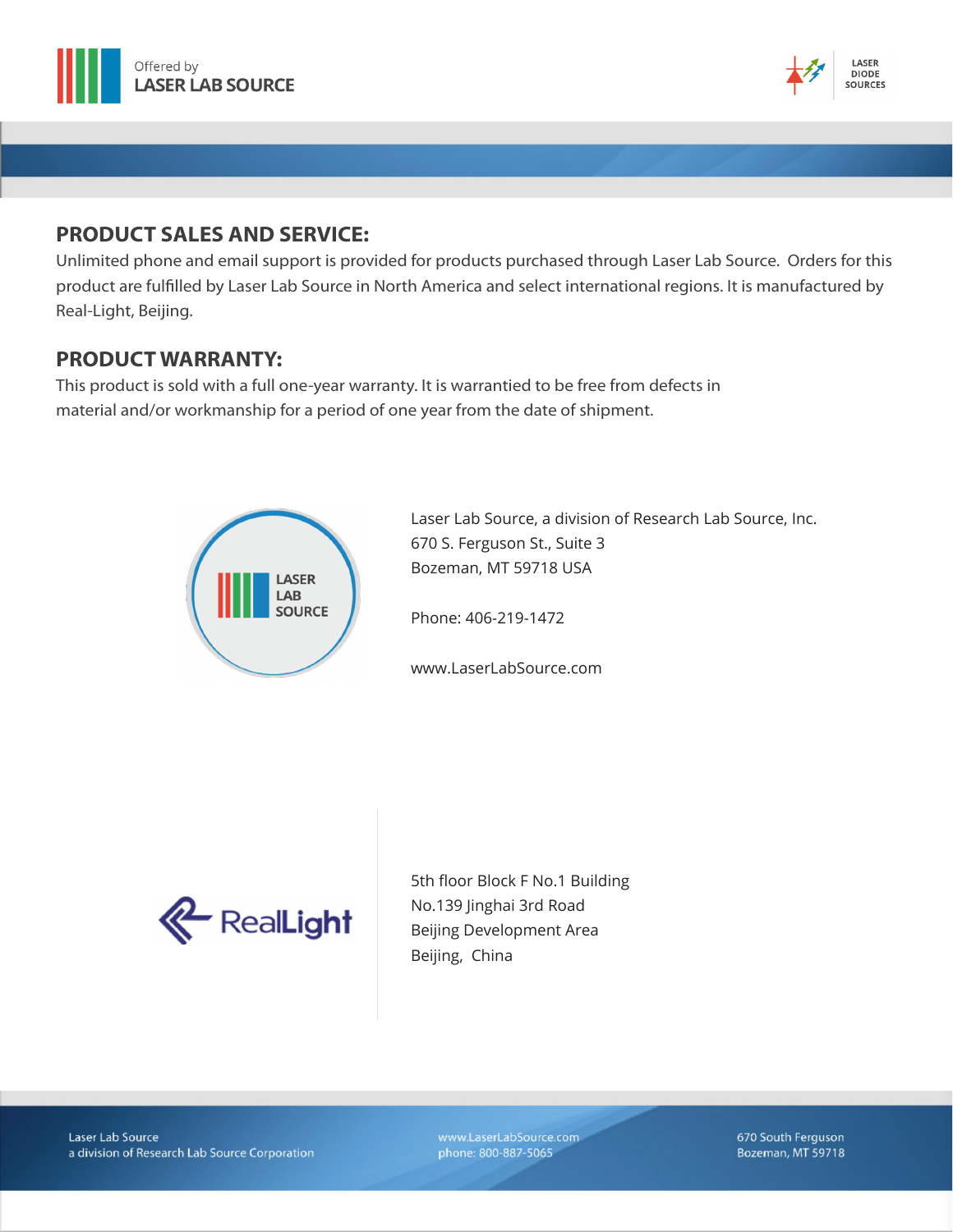## PRODUCT SALES AND SERVICE:

Unlimited phone and email support is provided for products purchased through Laser Lab Source. Orders for this product are fulfilled by Laser Lab Source in North America and select international regions. It is manufactured by Real-Light, Beijing.

## PRODUCT WARRANTY:

This product is sold with a full one-year warranty. It is warrantied to be free from defects in material and/or workmanship for a period of one year from the date of shipment.

Laser Lab Source, a division of Research Lab Source, Inc.
670 S. Ferguson St., Suite 3
Bozeman, MT 59718 USA

Phone: 406-219-1472

www.LaserLabSource.com

5th floor Block F No.1 Building
No.139 Jinghai 3rd Road
Beijing Development Area
Beijing, China